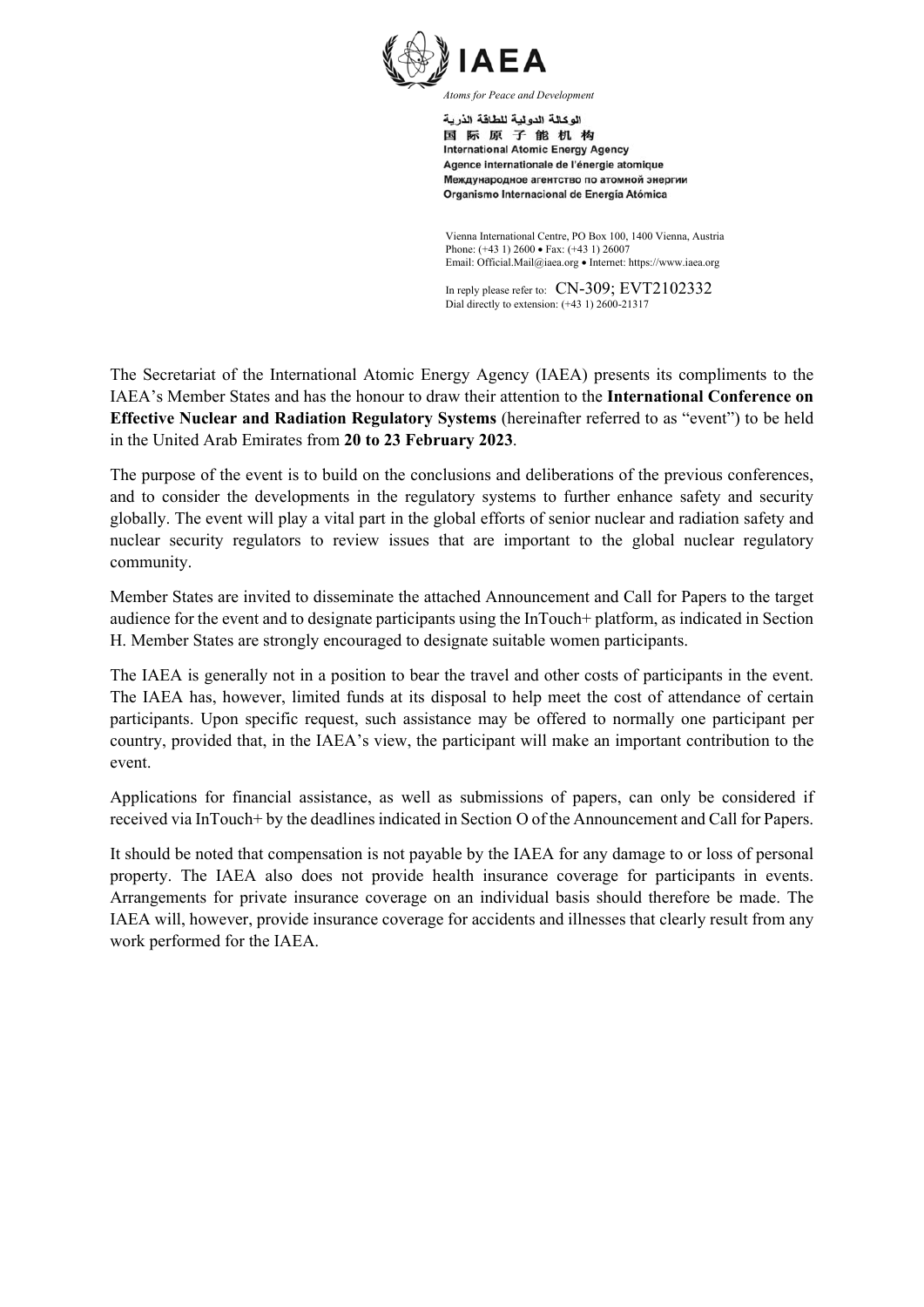IAEA

*Atoms for Peace and Development*

الوكالة الدولية للطاقة الذرية
国际原子能机构
International Atomic Energy Agency
Agence internationale de l'énergie atomique
Международное агентство по атомной энергии
Organismo Internacional de Energía Atómica

Vienna International Centre, PO Box 100, 1400 Vienna, Austria
Phone: (+43 1) 2600 • Fax: (+43 1) 26007
Email: Official.Mail@iaea.org • Internet: https://www.iaea.org

In reply please refer to: CN-309; EVT2102332
Dial directly to extension: (+43 1) 2600-21317

The Secretariat of the International Atomic Energy Agency (IAEA) presents its compliments to the IAEA's Member States and has the honour to draw their attention to the **International Conference on Effective Nuclear and Radiation Regulatory Systems** (hereinafter referred to as "event") to be held in the United Arab Emirates from **20 to 23 February 2023**.

The purpose of the event is to build on the conclusions and deliberations of the previous conferences, and to consider the developments in the regulatory systems to further enhance safety and security globally. The event will play a vital part in the global efforts of senior nuclear and radiation safety and nuclear security regulators to review issues that are important to the global nuclear regulatory community.

Member States are invited to disseminate the attached Announcement and Call for Papers to the target audience for the event and to designate participants using the InTouch+ platform, as indicated in Section H. Member States are strongly encouraged to designate suitable women participants.

The IAEA is generally not in a position to bear the travel and other costs of participants in the event. The IAEA has, however, limited funds at its disposal to help meet the cost of attendance of certain participants. Upon specific request, such assistance may be offered to normally one participant per country, provided that, in the IAEA's view, the participant will make an important contribution to the event.

Applications for financial assistance, as well as submissions of papers, can only be considered if received via InTouch+ by the deadlines indicated in Section O of the Announcement and Call for Papers.

It should be noted that compensation is not payable by the IAEA for any damage to or loss of personal property. The IAEA also does not provide health insurance coverage for participants in events. Arrangements for private insurance coverage on an individual basis should therefore be made. The IAEA will, however, provide insurance coverage for accidents and illnesses that clearly result from any work performed for the IAEA.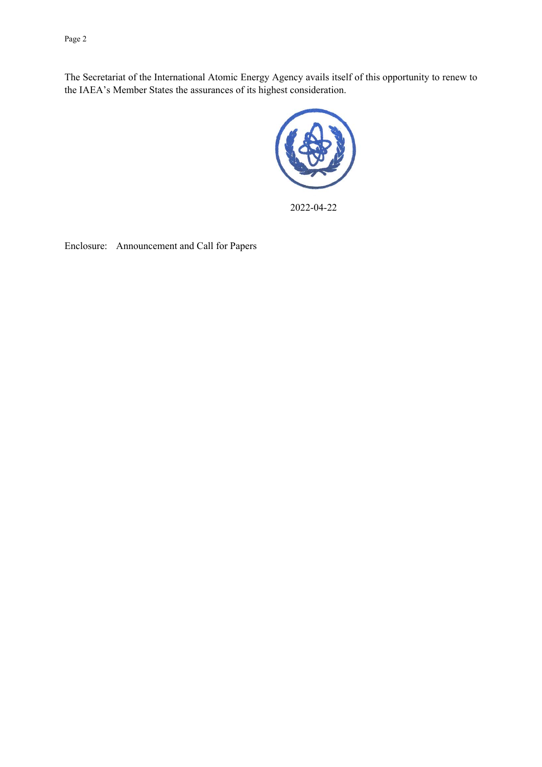The Secretariat of the International Atomic Energy Agency avails itself of this opportunity to renew to the IAEA's Member States the assurances of its highest consideration.

2022-04-22

Enclosure: Announcement and Call for Papers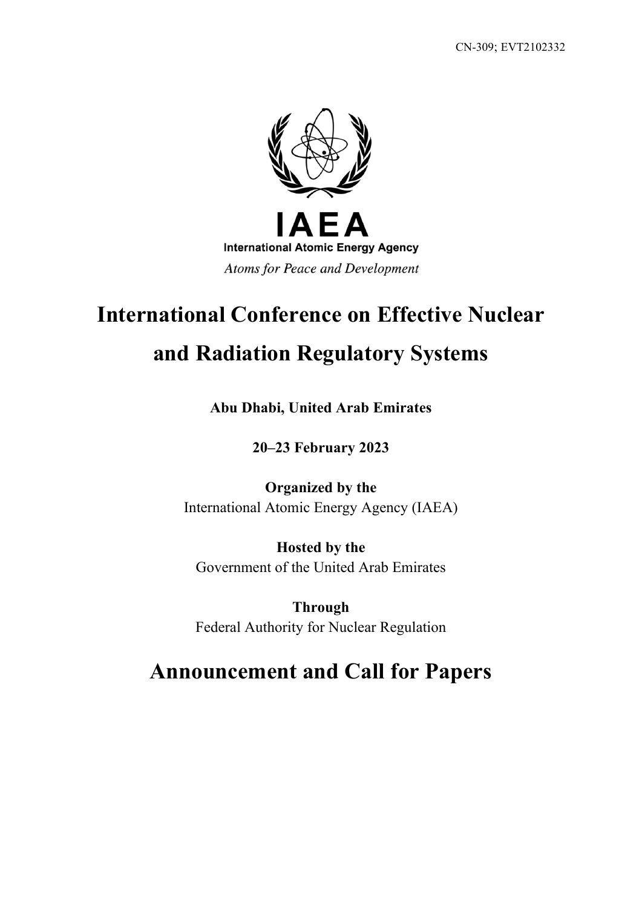CN-309; EVT2102332

IAEA

International Atomic Energy Agency

*Atoms for Peace and Development*

# International Conference on Effective Nuclear and Radiation Regulatory Systems

**Abu Dhabi, United Arab Emirates**

**20–23 February 2023**

**Organized by the**
International Atomic Energy Agency (IAEA)

**Hosted by the**
Government of the United Arab Emirates

**Through**
Federal Authority for Nuclear Regulation

# Announcement and Call for Papers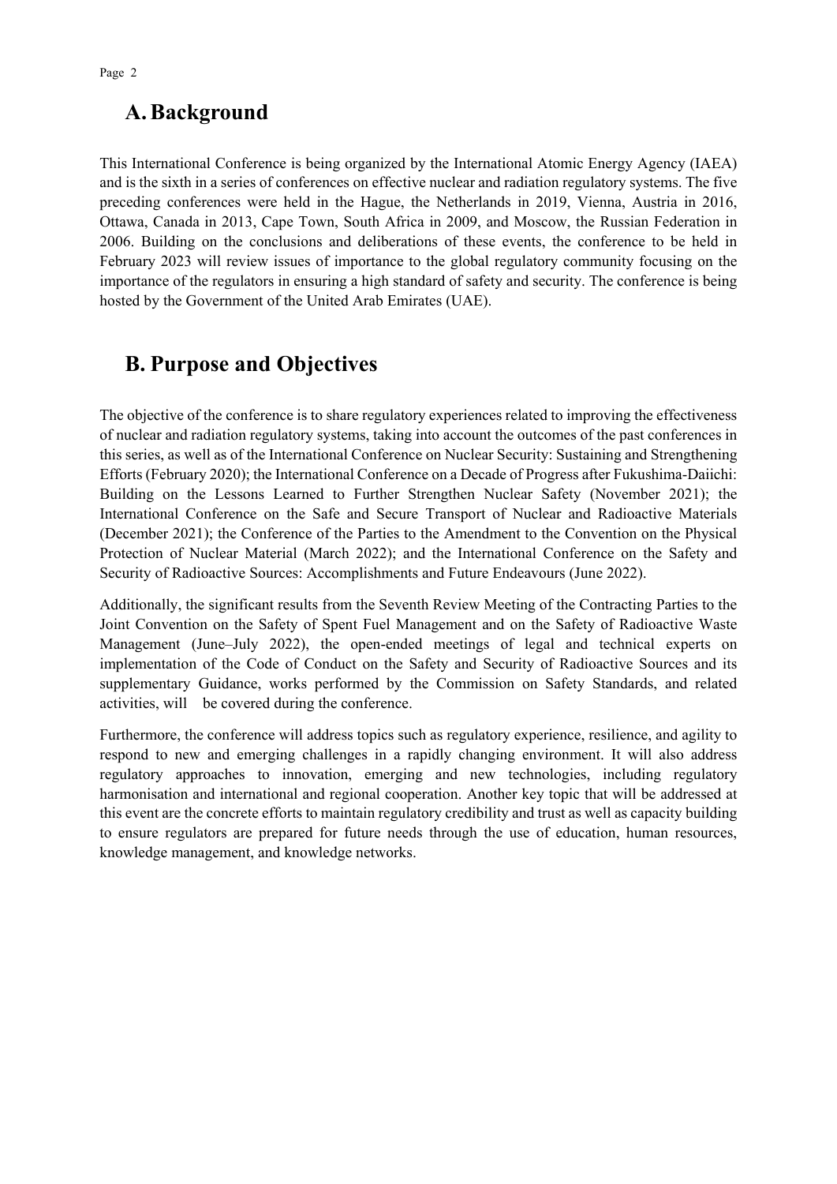## A. Background

This International Conference is being organized by the International Atomic Energy Agency (IAEA) and is the sixth in a series of conferences on effective nuclear and radiation regulatory systems. The five preceding conferences were held in the Hague, the Netherlands in 2019, Vienna, Austria in 2016, Ottawa, Canada in 2013, Cape Town, South Africa in 2009, and Moscow, the Russian Federation in 2006. Building on the conclusions and deliberations of these events, the conference to be held in February 2023 will review issues of importance to the global regulatory community focusing on the importance of the regulators in ensuring a high standard of safety and security. The conference is being hosted by the Government of the United Arab Emirates (UAE).

## B. Purpose and Objectives

The objective of the conference is to share regulatory experiences related to improving the effectiveness of nuclear and radiation regulatory systems, taking into account the outcomes of the past conferences in this series, as well as of the International Conference on Nuclear Security: Sustaining and Strengthening Efforts (February 2020); the International Conference on a Decade of Progress after Fukushima-Daiichi: Building on the Lessons Learned to Further Strengthen Nuclear Safety (November 2021); the International Conference on the Safe and Secure Transport of Nuclear and Radioactive Materials (December 2021); the Conference of the Parties to the Amendment to the Convention on the Physical Protection of Nuclear Material (March 2022); and the International Conference on the Safety and Security of Radioactive Sources: Accomplishments and Future Endeavours (June 2022).

Additionally, the significant results from the Seventh Review Meeting of the Contracting Parties to the Joint Convention on the Safety of Spent Fuel Management and on the Safety of Radioactive Waste Management (June–July 2022), the open-ended meetings of legal and technical experts on implementation of the Code of Conduct on the Safety and Security of Radioactive Sources and its supplementary Guidance, works performed by the Commission on Safety Standards, and related activities, will be covered during the conference.

Furthermore, the conference will address topics such as regulatory experience, resilience, and agility to respond to new and emerging challenges in a rapidly changing environment. It will also address regulatory approaches to innovation, emerging and new technologies, including regulatory harmonisation and international and regional cooperation. Another key topic that will be addressed at this event are the concrete efforts to maintain regulatory credibility and trust as well as capacity building to ensure regulators are prepared for future needs through the use of education, human resources, knowledge management, and knowledge networks.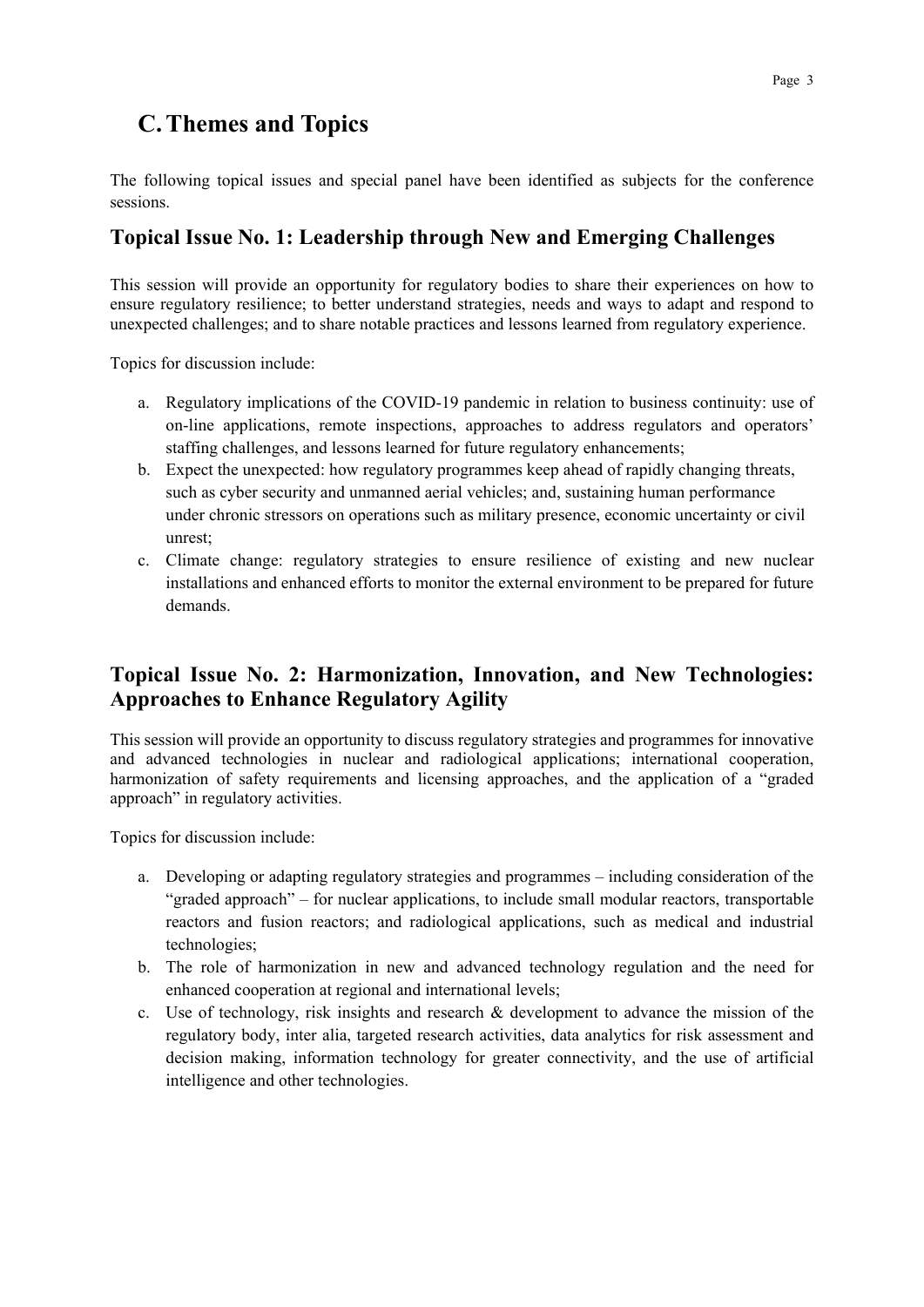## C. Themes and Topics

The following topical issues and special panel have been identified as subjects for the conference sessions.

### Topical Issue No. 1: Leadership through New and Emerging Challenges

This session will provide an opportunity for regulatory bodies to share their experiences on how to ensure regulatory resilience; to better understand strategies, needs and ways to adapt and respond to unexpected challenges; and to share notable practices and lessons learned from regulatory experience.

Topics for discussion include:

a. Regulatory implications of the COVID-19 pandemic in relation to business continuity: use of on-line applications, remote inspections, approaches to address regulators and operators' staffing challenges, and lessons learned for future regulatory enhancements;
b. Expect the unexpected: how regulatory programmes keep ahead of rapidly changing threats, such as cyber security and unmanned aerial vehicles; and, sustaining human performance under chronic stressors on operations such as military presence, economic uncertainty or civil unrest;
c. Climate change: regulatory strategies to ensure resilience of existing and new nuclear installations and enhanced efforts to monitor the external environment to be prepared for future demands.

### Topical Issue No. 2: Harmonization, Innovation, and New Technologies: Approaches to Enhance Regulatory Agility

This session will provide an opportunity to discuss regulatory strategies and programmes for innovative and advanced technologies in nuclear and radiological applications; international cooperation, harmonization of safety requirements and licensing approaches, and the application of a "graded approach" in regulatory activities.

Topics for discussion include:

a. Developing or adapting regulatory strategies and programmes – including consideration of the "graded approach" – for nuclear applications, to include small modular reactors, transportable reactors and fusion reactors; and radiological applications, such as medical and industrial technologies;
b. The role of harmonization in new and advanced technology regulation and the need for enhanced cooperation at regional and international levels;
c. Use of technology, risk insights and research & development to advance the mission of the regulatory body, inter alia, targeted research activities, data analytics for risk assessment and decision making, information technology for greater connectivity, and the use of artificial intelligence and other technologies.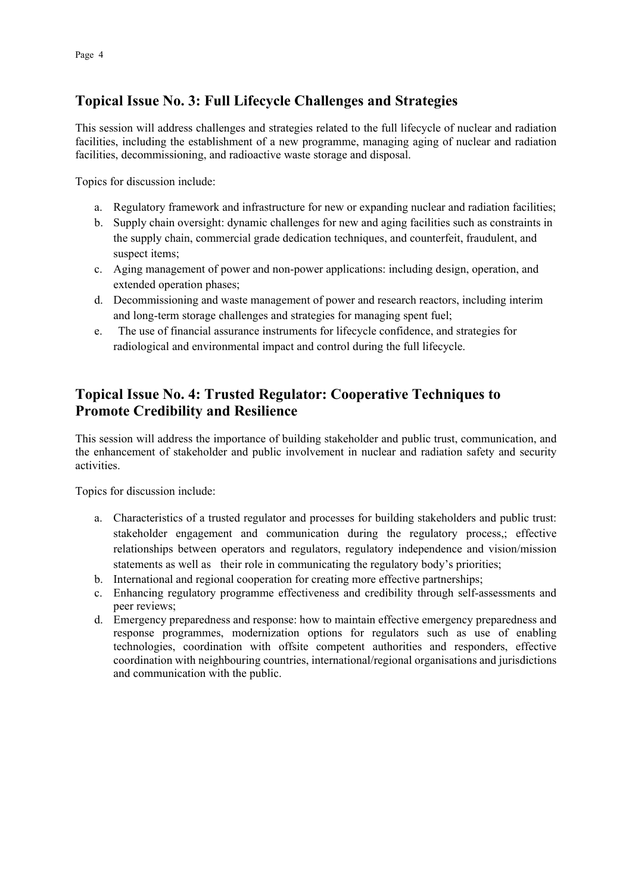## Topical Issue No. 3: Full Lifecycle Challenges and Strategies

This session will address challenges and strategies related to the full lifecycle of nuclear and radiation facilities, including the establishment of a new programme, managing aging of nuclear and radiation facilities, decommissioning, and radioactive waste storage and disposal.

Topics for discussion include:

a. Regulatory framework and infrastructure for new or expanding nuclear and radiation facilities;
b. Supply chain oversight: dynamic challenges for new and aging facilities such as constraints in the supply chain, commercial grade dedication techniques, and counterfeit, fraudulent, and suspect items;
c. Aging management of power and non-power applications: including design, operation, and extended operation phases;
d. Decommissioning and waste management of power and research reactors, including interim and long-term storage challenges and strategies for managing spent fuel;
e. The use of financial assurance instruments for lifecycle confidence, and strategies for radiological and environmental impact and control during the full lifecycle.

## Topical Issue No. 4: Trusted Regulator: Cooperative Techniques to Promote Credibility and Resilience

This session will address the importance of building stakeholder and public trust, communication, and the enhancement of stakeholder and public involvement in nuclear and radiation safety and security activities.

Topics for discussion include:

a. Characteristics of a trusted regulator and processes for building stakeholders and public trust: stakeholder engagement and communication during the regulatory process,; effective relationships between operators and regulators, regulatory independence and vision/mission statements as well as their role in communicating the regulatory body's priorities;
b. International and regional cooperation for creating more effective partnerships;
c. Enhancing regulatory programme effectiveness and credibility through self-assessments and peer reviews;
d. Emergency preparedness and response: how to maintain effective emergency preparedness and response programmes, modernization options for regulators such as use of enabling technologies, coordination with offsite competent authorities and responders, effective coordination with neighbouring countries, international/regional organisations and jurisdictions and communication with the public.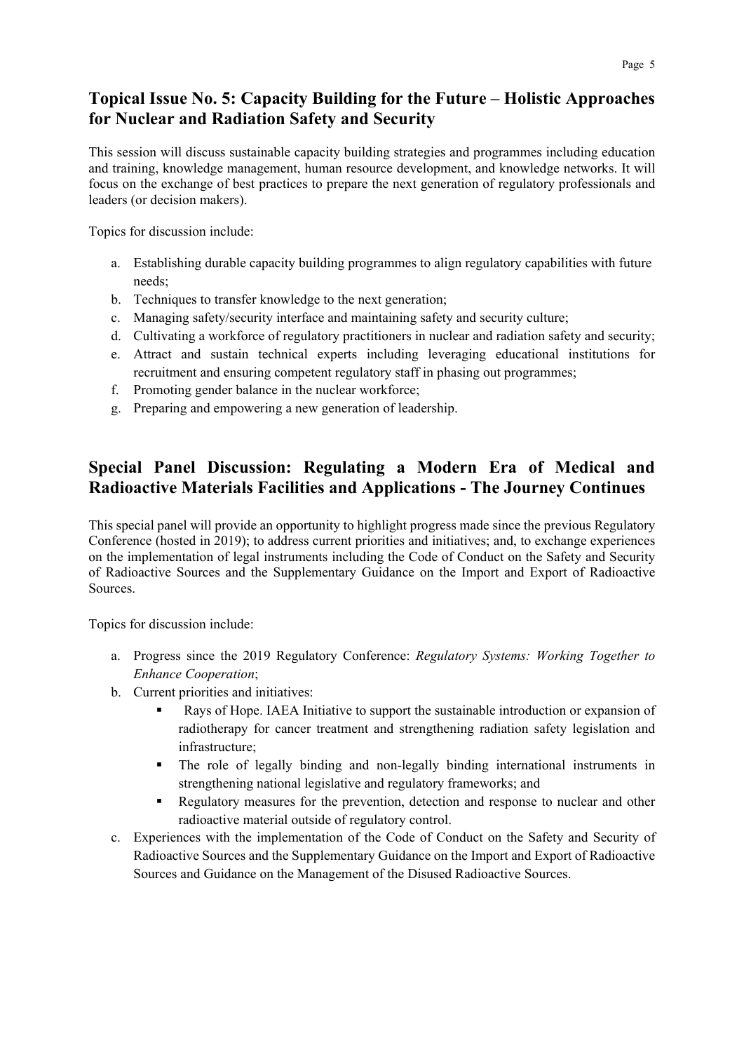## Topical Issue No. 5: Capacity Building for the Future – Holistic Approaches for Nuclear and Radiation Safety and Security

This session will discuss sustainable capacity building strategies and programmes including education and training, knowledge management, human resource development, and knowledge networks. It will focus on the exchange of best practices to prepare the next generation of regulatory professionals and leaders (or decision makers).

Topics for discussion include:

a. Establishing durable capacity building programmes to align regulatory capabilities with future needs;
b. Techniques to transfer knowledge to the next generation;
c. Managing safety/security interface and maintaining safety and security culture;
d. Cultivating a workforce of regulatory practitioners in nuclear and radiation safety and security;
e. Attract and sustain technical experts including leveraging educational institutions for recruitment and ensuring competent regulatory staff in phasing out programmes;
f. Promoting gender balance in the nuclear workforce;
g. Preparing and empowering a new generation of leadership.

## Special Panel Discussion: Regulating a Modern Era of Medical and Radioactive Materials Facilities and Applications - The Journey Continues

This special panel will provide an opportunity to highlight progress made since the previous Regulatory Conference (hosted in 2019); to address current priorities and initiatives; and, to exchange experiences on the implementation of legal instruments including the Code of Conduct on the Safety and Security of Radioactive Sources and the Supplementary Guidance on the Import and Export of Radioactive Sources.

Topics for discussion include:

a. Progress since the 2019 Regulatory Conference: *Regulatory Systems: Working Together to Enhance Cooperation*;
b. Current priorities and initiatives:
   - Rays of Hope. IAEA Initiative to support the sustainable introduction or expansion of radiotherapy for cancer treatment and strengthening radiation safety legislation and infrastructure;
   - The role of legally binding and non-legally binding international instruments in strengthening national legislative and regulatory frameworks; and
   - Regulatory measures for the prevention, detection and response to nuclear and other radioactive material outside of regulatory control.
c. Experiences with the implementation of the Code of Conduct on the Safety and Security of Radioactive Sources and the Supplementary Guidance on the Import and Export of Radioactive Sources and Guidance on the Management of the Disused Radioactive Sources.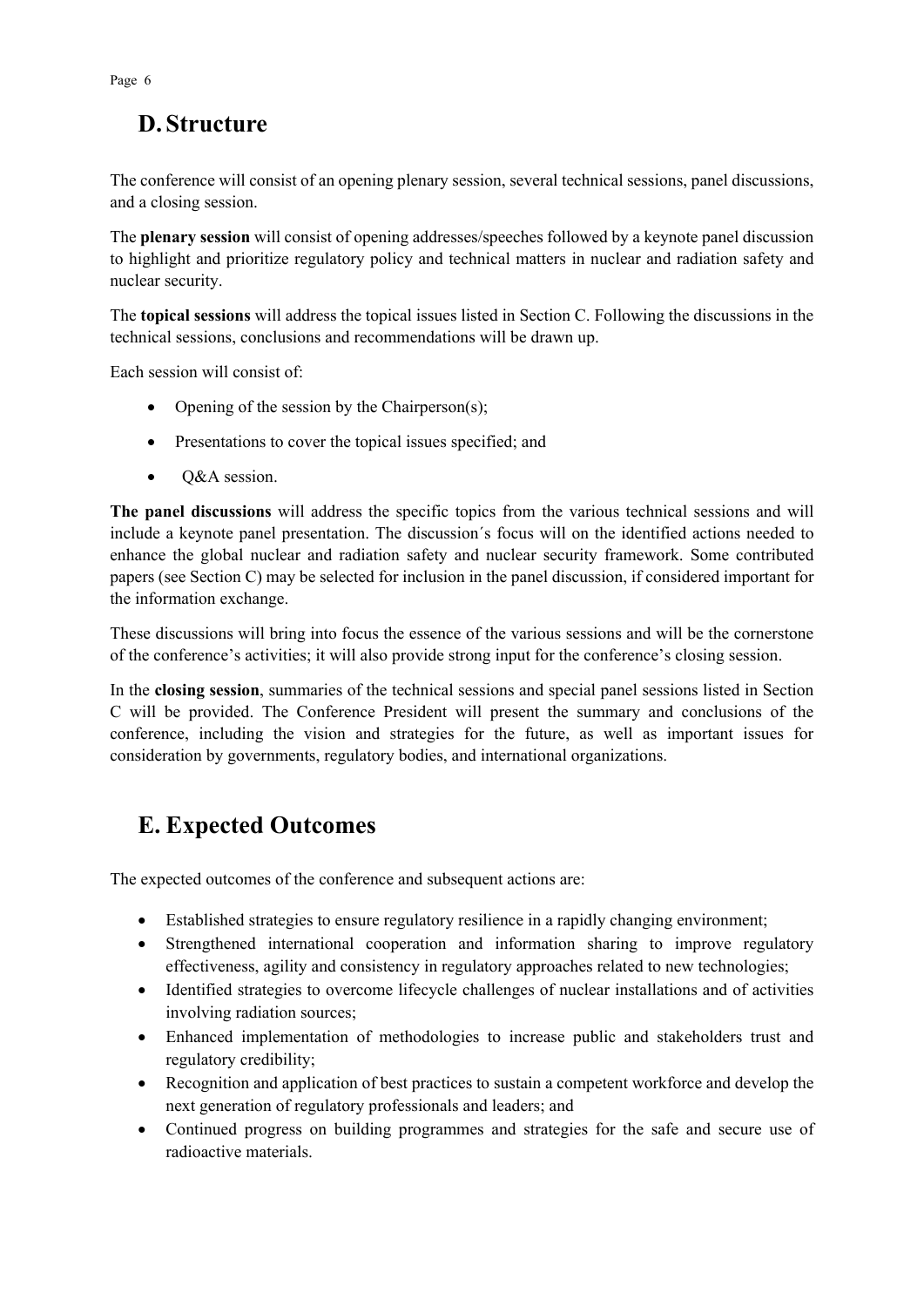## D. Structure

The conference will consist of an opening plenary session, several technical sessions, panel discussions, and a closing session.

The **plenary session** will consist of opening addresses/speeches followed by a keynote panel discussion to highlight and prioritize regulatory policy and technical matters in nuclear and radiation safety and nuclear security.

The **topical sessions** will address the topical issues listed in Section C. Following the discussions in the technical sessions, conclusions and recommendations will be drawn up.

Each session will consist of:

- Opening of the session by the Chairperson(s);
- Presentations to cover the topical issues specified; and
- Q&A session.

**The panel discussions** will address the specific topics from the various technical sessions and will include a keynote panel presentation. The discussion´s focus will on the identified actions needed to enhance the global nuclear and radiation safety and nuclear security framework. Some contributed papers (see Section C) may be selected for inclusion in the panel discussion, if considered important for the information exchange.

These discussions will bring into focus the essence of the various sessions and will be the cornerstone of the conference's activities; it will also provide strong input for the conference's closing session.

In the **closing session**, summaries of the technical sessions and special panel sessions listed in Section C will be provided. The Conference President will present the summary and conclusions of the conference, including the vision and strategies for the future, as well as important issues for consideration by governments, regulatory bodies, and international organizations.

## E. Expected Outcomes

The expected outcomes of the conference and subsequent actions are:

- Established strategies to ensure regulatory resilience in a rapidly changing environment;
- Strengthened international cooperation and information sharing to improve regulatory effectiveness, agility and consistency in regulatory approaches related to new technologies;
- Identified strategies to overcome lifecycle challenges of nuclear installations and of activities involving radiation sources;
- Enhanced implementation of methodologies to increase public and stakeholders trust and regulatory credibility;
- Recognition and application of best practices to sustain a competent workforce and develop the next generation of regulatory professionals and leaders; and
- Continued progress on building programmes and strategies for the safe and secure use of radioactive materials.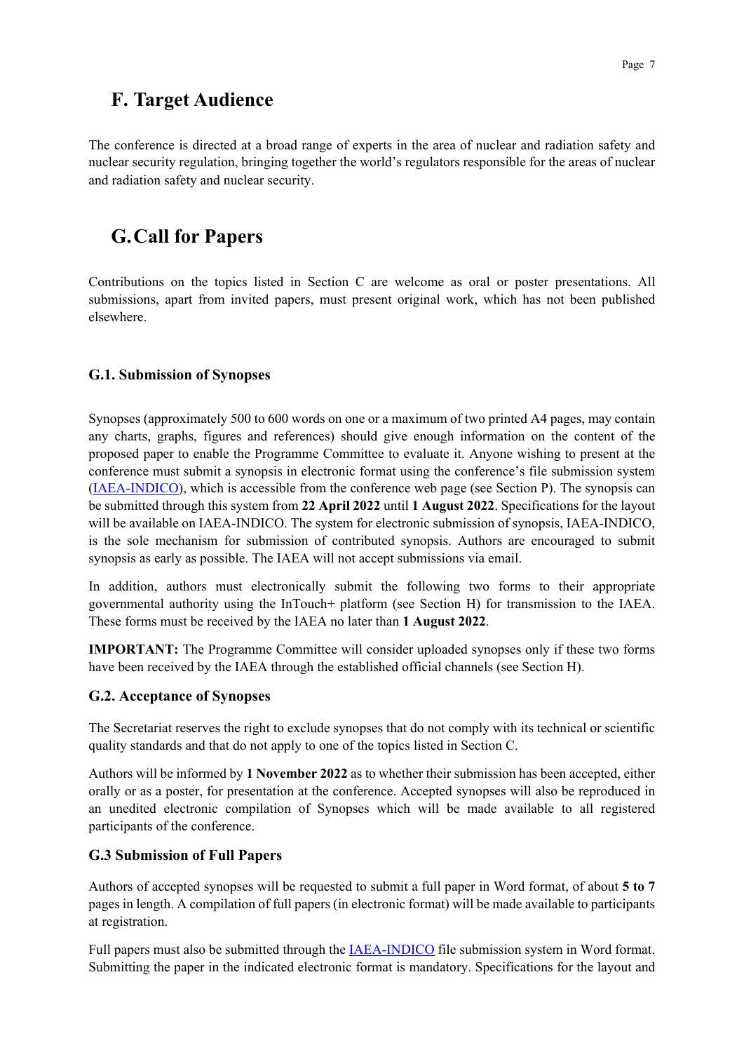## F. Target Audience

The conference is directed at a broad range of experts in the area of nuclear and radiation safety and nuclear security regulation, bringing together the world's regulators responsible for the areas of nuclear and radiation safety and nuclear security.

## G. Call for Papers

Contributions on the topics listed in Section C are welcome as oral or poster presentations. All submissions, apart from invited papers, must present original work, which has not been published elsewhere.

### G.1. Submission of Synopses

Synopses (approximately 500 to 600 words on one or a maximum of two printed A4 pages, may contain any charts, graphs, figures and references) should give enough information on the content of the proposed paper to enable the Programme Committee to evaluate it. Anyone wishing to present at the conference must submit a synopsis in electronic format using the conference's file submission system (IAEA-INDICO), which is accessible from the conference web page (see Section P). The synopsis can be submitted through this system from **22 April 2022** until **1 August 2022**. Specifications for the layout will be available on IAEA-INDICO. The system for electronic submission of synopsis, IAEA-INDICO, is the sole mechanism for submission of contributed synopsis. Authors are encouraged to submit synopsis as early as possible. The IAEA will not accept submissions via email.

In addition, authors must electronically submit the following two forms to their appropriate governmental authority using the InTouch+ platform (see Section H) for transmission to the IAEA. These forms must be received by the IAEA no later than **1 August 2022**.

**IMPORTANT:** The Programme Committee will consider uploaded synopses only if these two forms have been received by the IAEA through the established official channels (see Section H).

### G.2. Acceptance of Synopses

The Secretariat reserves the right to exclude synopses that do not comply with its technical or scientific quality standards and that do not apply to one of the topics listed in Section C.

Authors will be informed by **1 November 2022** as to whether their submission has been accepted, either orally or as a poster, for presentation at the conference. Accepted synopses will also be reproduced in an unedited electronic compilation of Synopses which will be made available to all registered participants of the conference.

### G.3 Submission of Full Papers

Authors of accepted synopses will be requested to submit a full paper in Word format, of about **5 to 7** pages in length. A compilation of full papers (in electronic format) will be made available to participants at registration.

Full papers must also be submitted through the IAEA-INDICO file submission system in Word format. Submitting the paper in the indicated electronic format is mandatory. Specifications for the layout and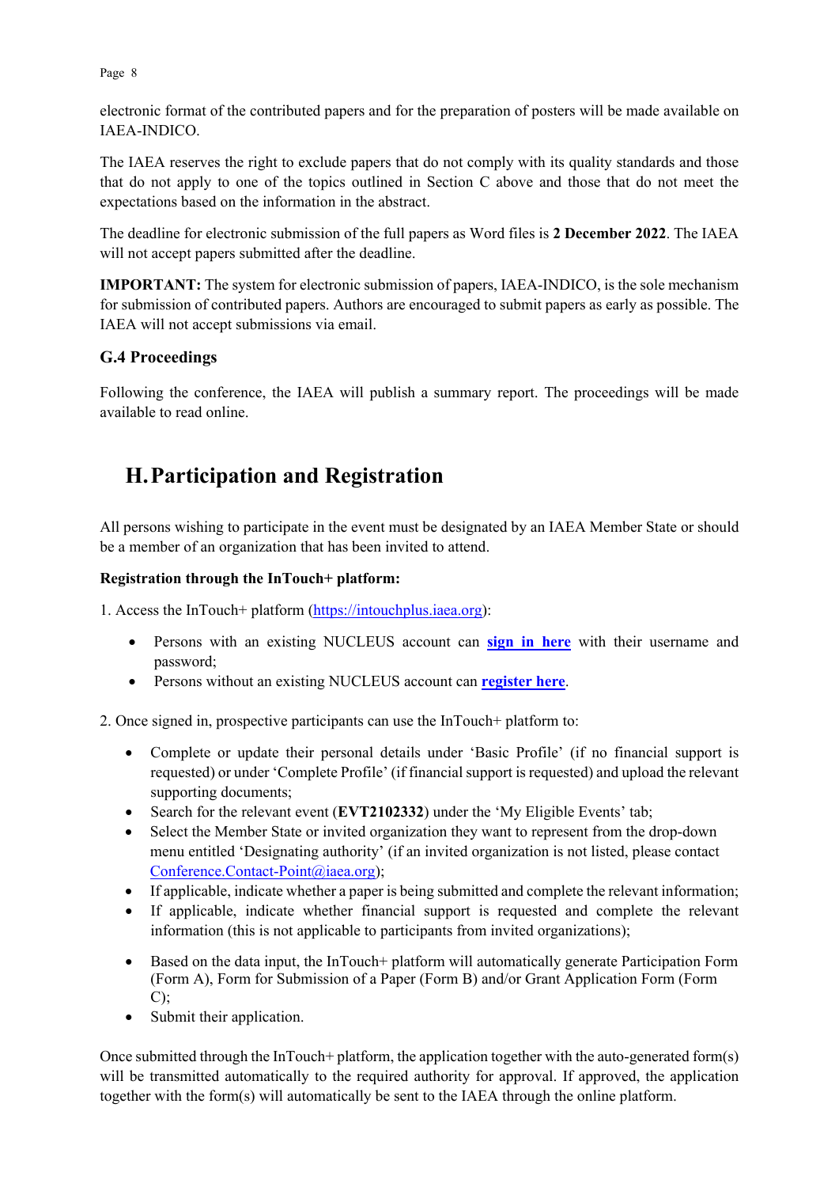electronic format of the contributed papers and for the preparation of posters will be made available on IAEA-INDICO.

The IAEA reserves the right to exclude papers that do not comply with its quality standards and those that do not apply to one of the topics outlined in Section C above and those that do not meet the expectations based on the information in the abstract.

The deadline for electronic submission of the full papers as Word files is **2 December 2022**. The IAEA will not accept papers submitted after the deadline.

**IMPORTANT:** The system for electronic submission of papers, IAEA-INDICO, is the sole mechanism for submission of contributed papers. Authors are encouraged to submit papers as early as possible. The IAEA will not accept submissions via email.

### G.4 Proceedings

Following the conference, the IAEA will publish a summary report. The proceedings will be made available to read online.

## H. Participation and Registration

All persons wishing to participate in the event must be designated by an IAEA Member State or should be a member of an organization that has been invited to attend.

**Registration through the InTouch+ platform:**

1. Access the InTouch+ platform (https://intouchplus.iaea.org):

- Persons with an existing NUCLEUS account can **sign in here** with their username and password;
- Persons without an existing NUCLEUS account can **register here**.

2. Once signed in, prospective participants can use the InTouch+ platform to:

- Complete or update their personal details under 'Basic Profile' (if no financial support is requested) or under 'Complete Profile' (if financial support is requested) and upload the relevant supporting documents;
- Search for the relevant event (**EVT2102332**) under the 'My Eligible Events' tab;
- Select the Member State or invited organization they want to represent from the drop-down menu entitled 'Designating authority' (if an invited organization is not listed, please contact Conference.Contact-Point@iaea.org);
- If applicable, indicate whether a paper is being submitted and complete the relevant information;
- If applicable, indicate whether financial support is requested and complete the relevant information (this is not applicable to participants from invited organizations);
- Based on the data input, the InTouch+ platform will automatically generate Participation Form (Form A), Form for Submission of a Paper (Form B) and/or Grant Application Form (Form C);
- Submit their application.

Once submitted through the InTouch+ platform, the application together with the auto-generated form(s) will be transmitted automatically to the required authority for approval. If approved, the application together with the form(s) will automatically be sent to the IAEA through the online platform.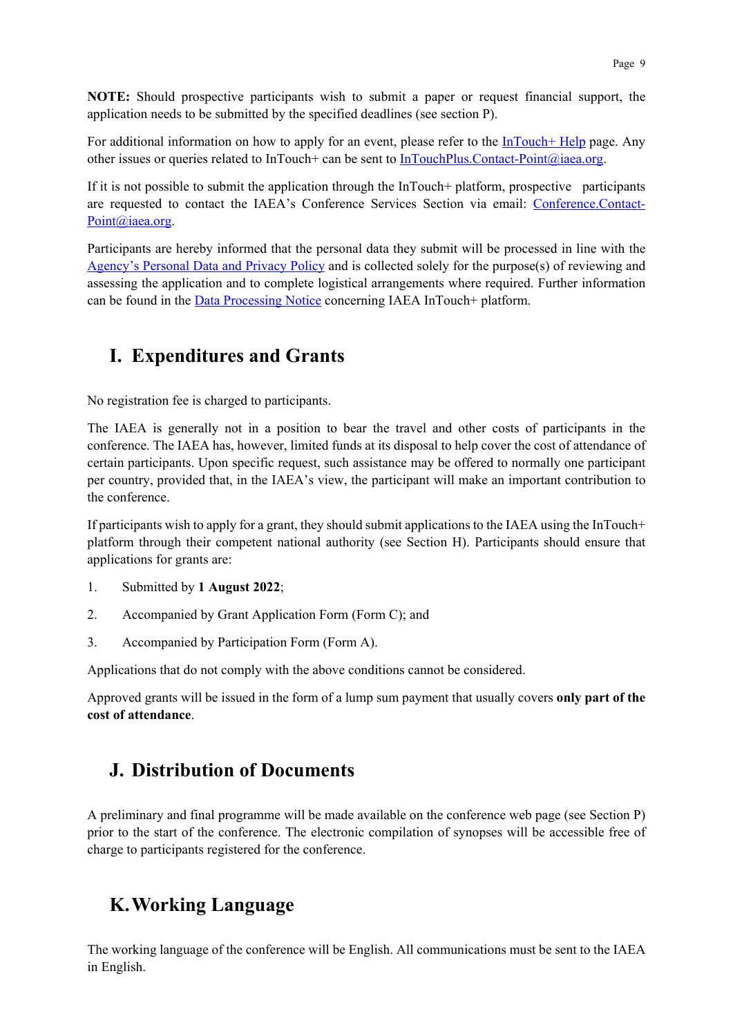**NOTE:** Should prospective participants wish to submit a paper or request financial support, the application needs to be submitted by the specified deadlines (see section P).

For additional information on how to apply for an event, please refer to the InTouch+ Help page. Any other issues or queries related to InTouch+ can be sent to InTouchPlus.Contact-Point@iaea.org.

If it is not possible to submit the application through the InTouch+ platform, prospective participants are requested to contact the IAEA's Conference Services Section via email: Conference.Contact-Point@iaea.org.

Participants are hereby informed that the personal data they submit will be processed in line with the Agency's Personal Data and Privacy Policy and is collected solely for the purpose(s) of reviewing and assessing the application and to complete logistical arrangements where required. Further information can be found in the Data Processing Notice concerning IAEA InTouch+ platform.

## I. Expenditures and Grants

No registration fee is charged to participants.

The IAEA is generally not in a position to bear the travel and other costs of participants in the conference. The IAEA has, however, limited funds at its disposal to help cover the cost of attendance of certain participants. Upon specific request, such assistance may be offered to normally one participant per country, provided that, in the IAEA's view, the participant will make an important contribution to the conference.

If participants wish to apply for a grant, they should submit applications to the IAEA using the InTouch+ platform through their competent national authority (see Section H). Participants should ensure that applications for grants are:

1. Submitted by **1 August 2022**;
2. Accompanied by Grant Application Form (Form C); and
3. Accompanied by Participation Form (Form A).

Applications that do not comply with the above conditions cannot be considered.

Approved grants will be issued in the form of a lump sum payment that usually covers **only part of the cost of attendance**.

## J. Distribution of Documents

A preliminary and final programme will be made available on the conference web page (see Section P) prior to the start of the conference. The electronic compilation of synopses will be accessible free of charge to participants registered for the conference.

## K. Working Language

The working language of the conference will be English. All communications must be sent to the IAEA in English.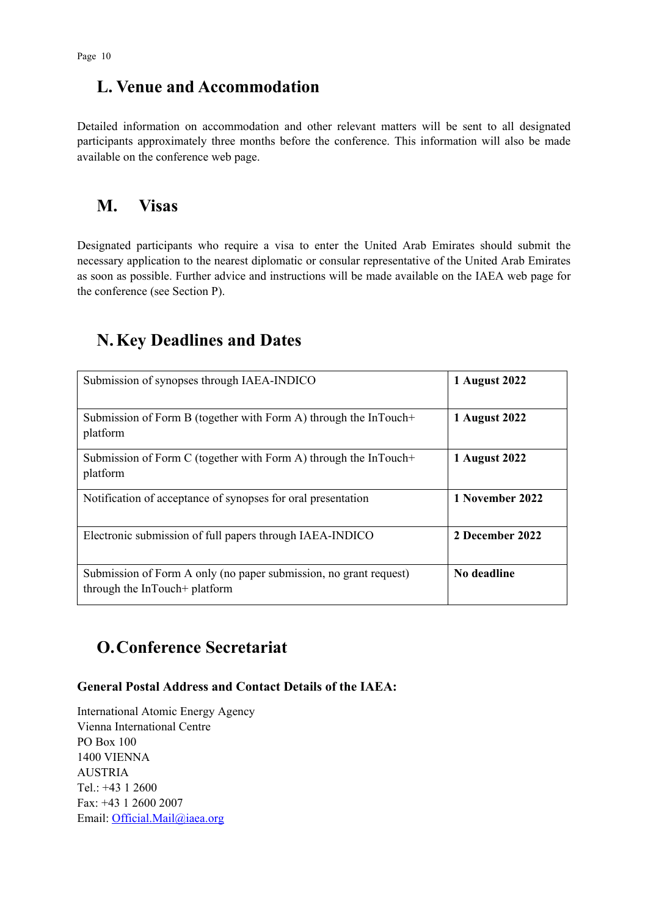## L. Venue and Accommodation

Detailed information on accommodation and other relevant matters will be sent to all designated participants approximately three months before the conference. This information will also be made available on the conference web page.

## M. Visas

Designated participants who require a visa to enter the United Arab Emirates should submit the necessary application to the nearest diplomatic or consular representative of the United Arab Emirates as soon as possible. Further advice and instructions will be made available on the IAEA web page for the conference (see Section P).

## N. Key Deadlines and Dates

| | |
|---|---|
| Submission of synopses through IAEA-INDICO | **1 August 2022** |
| Submission of Form B (together with Form A) through the InTouch+ platform | **1 August 2022** |
| Submission of Form C (together with Form A) through the InTouch+ platform | **1 August 2022** |
| Notification of acceptance of synopses for oral presentation | **1 November 2022** |
| Electronic submission of full papers through IAEA-INDICO | **2 December 2022** |
| Submission of Form A only (no paper submission, no grant request) through the InTouch+ platform | **No deadline** |

## O. Conference Secretariat

**General Postal Address and Contact Details of the IAEA:**

International Atomic Energy Agency
Vienna International Centre
PO Box 100
1400 VIENNA
AUSTRIA
Tel.: +43 1 2600
Fax: +43 1 2600 2007
Email: Official.Mail@iaea.org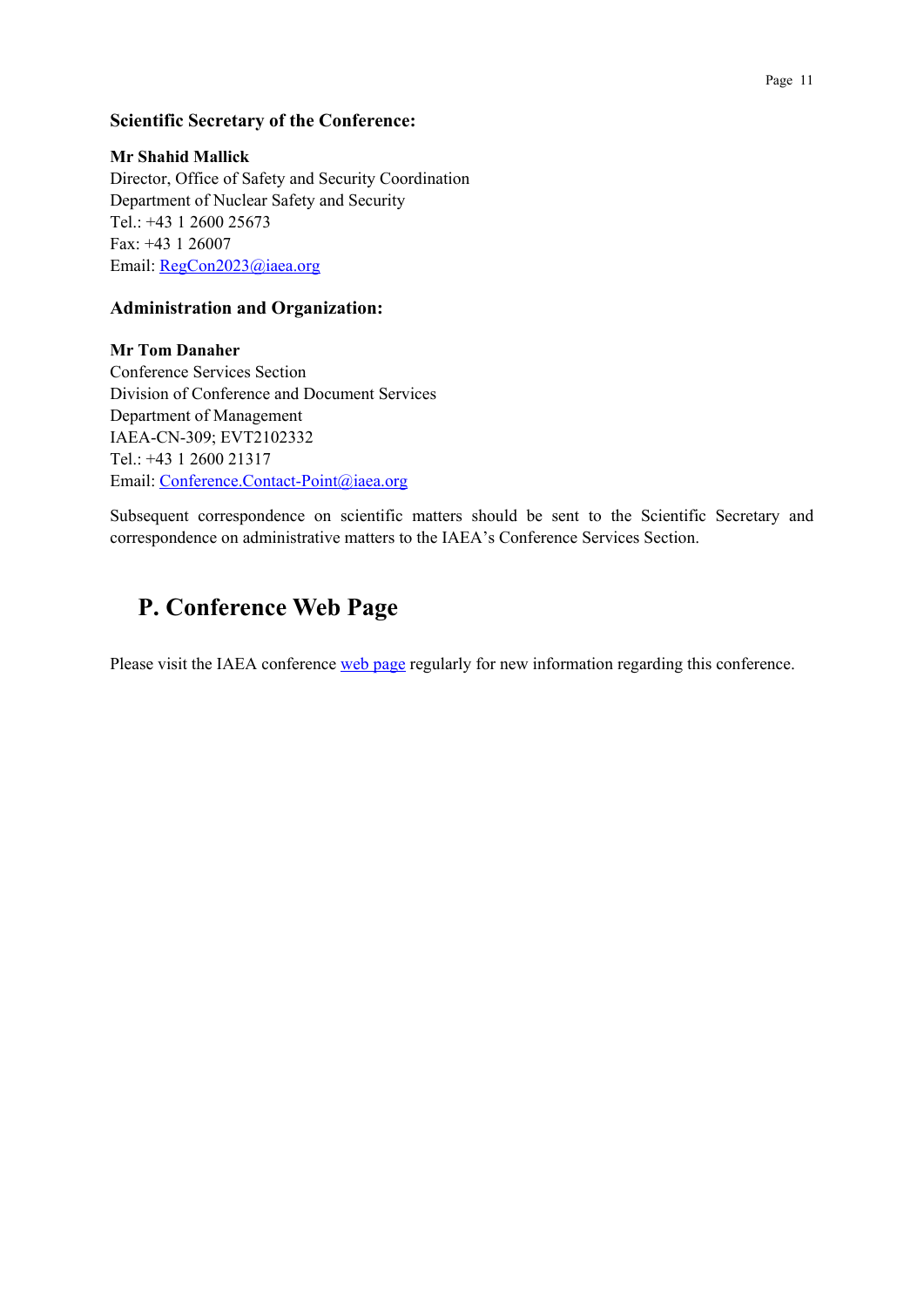### Scientific Secretary of the Conference:

**Mr Shahid Mallick**
Director, Office of Safety and Security Coordination
Department of Nuclear Safety and Security
Tel.: +43 1 2600 25673
Fax: +43 1 26007
Email: RegCon2023@iaea.org

### Administration and Organization:

**Mr Tom Danaher**
Conference Services Section
Division of Conference and Document Services
Department of Management
IAEA-CN-309; EVT2102332
Tel.: +43 1 2600 21317
Email: Conference.Contact-Point@iaea.org

Subsequent correspondence on scientific matters should be sent to the Scientific Secretary and correspondence on administrative matters to the IAEA's Conference Services Section.

## P. Conference Web Page

Please visit the IAEA conference web page regularly for new information regarding this conference.